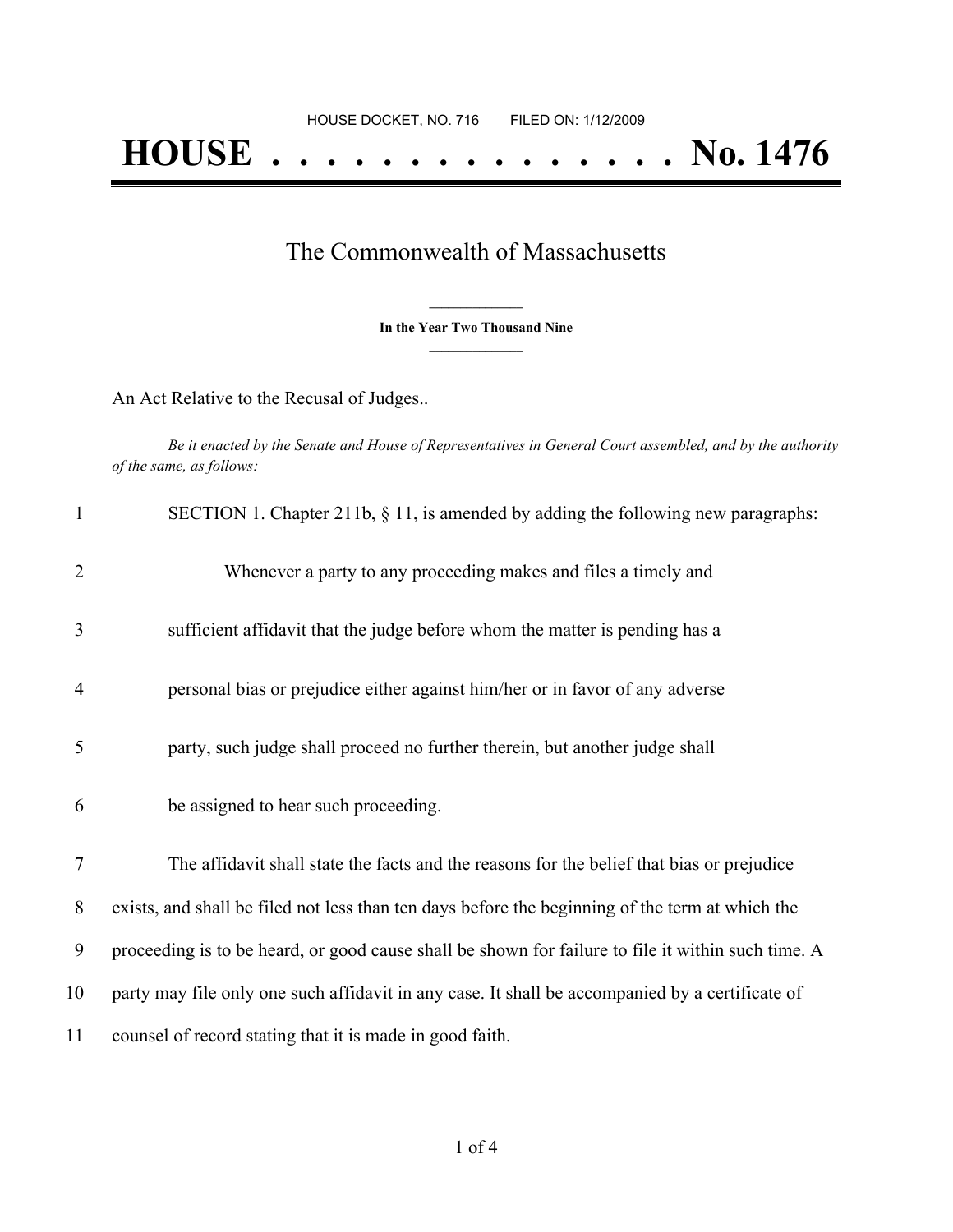HOUSE DOCKET, NO. 716        FILED ON: 1/12/2009

# HOUSE . . . . . . . . . . . . . . . No. 1476

## The Commonwealth of Massachusetts

**In the Year Two Thousand Nine**

An Act Relative to the Recusal of Judges..

*Be it enacted by the Senate and House of Representatives in General Court assembled, and by the authority of the same, as follows:*

SECTION 1. Chapter 211b, § 11, is amended by adding the following new paragraphs:

Whenever a party to any proceeding makes and files a timely and sufficient affidavit that the judge before whom the matter is pending has a personal bias or prejudice either against him/her or in favor of any adverse party, such judge shall proceed no further therein, but another judge shall be assigned to hear such proceeding.

The affidavit shall state the facts and the reasons for the belief that bias or prejudice exists, and shall be filed not less than ten days before the beginning of the term at which the proceeding is to be heard, or good cause shall be shown for failure to file it within such time. A party may file only one such affidavit in any case. It shall be accompanied by a certificate of counsel of record stating that it is made in good faith.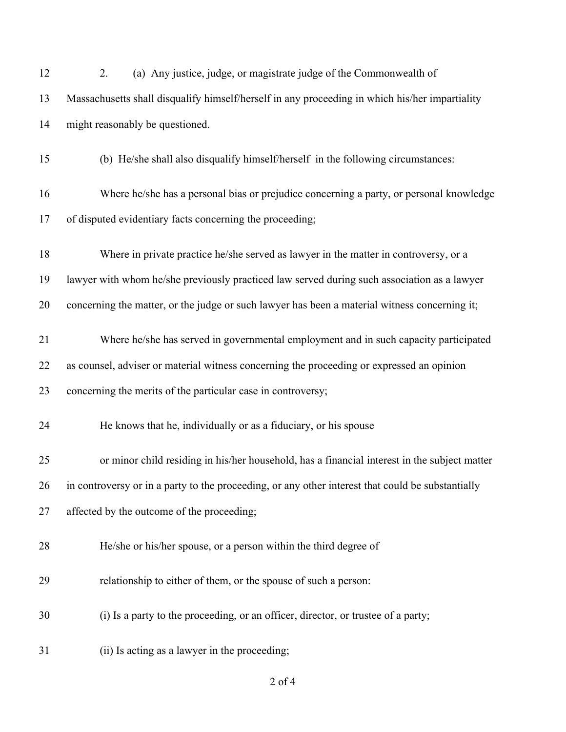2. (a) Any justice, judge, or magistrate judge of the Commonwealth of Massachusetts shall disqualify himself/herself in any proceeding in which his/her impartiality might reasonably be questioned.

(b) He/she shall also disqualify himself/herself in the following circumstances:

Where he/she has a personal bias or prejudice concerning a party, or personal knowledge of disputed evidentiary facts concerning the proceeding;

Where in private practice he/she served as lawyer in the matter in controversy, or a lawyer with whom he/she previously practiced law served during such association as a lawyer concerning the matter, or the judge or such lawyer has been a material witness concerning it;

Where he/she has served in governmental employment and in such capacity participated as counsel, adviser or material witness concerning the proceeding or expressed an opinion concerning the merits of the particular case in controversy;

He knows that he, individually or as a fiduciary, or his spouse

or minor child residing in his/her household, has a financial interest in the subject matter in controversy or in a party to the proceeding, or any other interest that could be substantially affected by the outcome of the proceeding;

He/she or his/her spouse, or a person within the third degree of

relationship to either of them, or the spouse of such a person:

(i) Is a party to the proceeding, or an officer, director, or trustee of a party;

(ii) Is acting as a lawyer in the proceeding;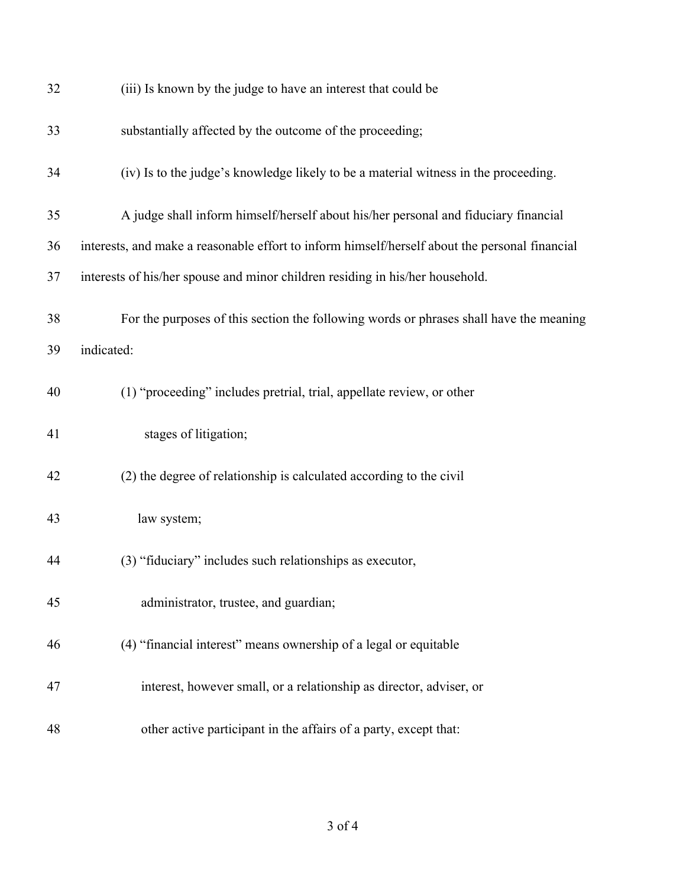(iii) Is known by the judge to have an interest that could be substantially affected by the outcome of the proceeding;

(iv) Is to the judge's knowledge likely to be a material witness in the proceeding.

A judge shall inform himself/herself about his/her personal and fiduciary financial interests, and make a reasonable effort to inform himself/herself about the personal financial interests of his/her spouse and minor children residing in his/her household.

For the purposes of this section the following words or phrases shall have the meaning indicated:

(1) "proceeding" includes pretrial, trial, appellate review, or other stages of litigation;

(2) the degree of relationship is calculated according to the civil law system;

(3) "fiduciary" includes such relationships as executor, administrator, trustee, and guardian;

(4) "financial interest" means ownership of a legal or equitable interest, however small, or a relationship as director, adviser, or other active participant in the affairs of a party, except that: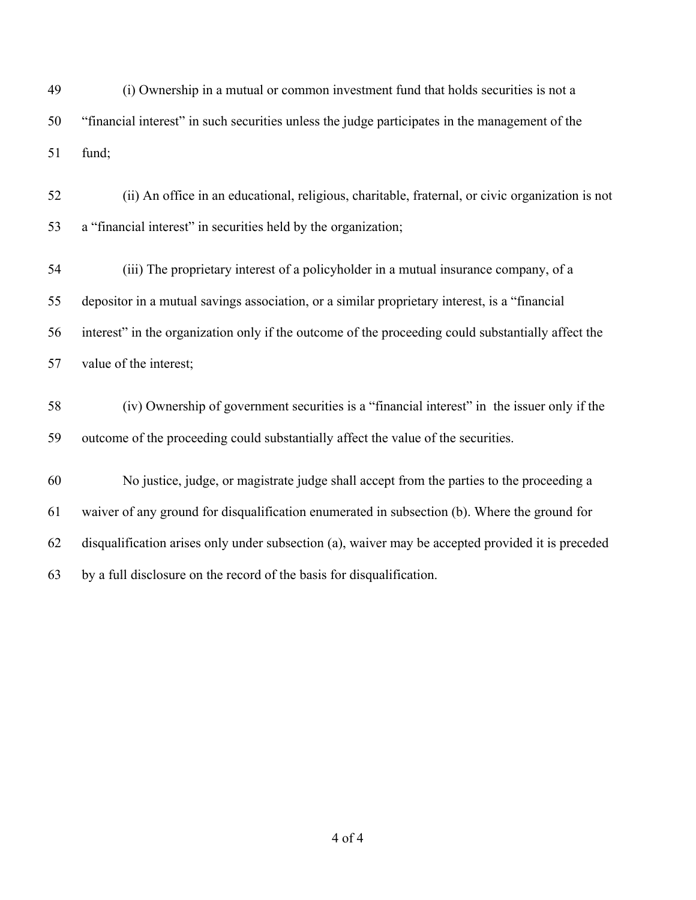(i) Ownership in a mutual or common investment fund that holds securities is not a "financial interest" in such securities unless the judge participates in the management of the fund;

(ii) An office in an educational, religious, charitable, fraternal, or civic organization is not a "financial interest" in securities held by the organization;

(iii) The proprietary interest of a policyholder in a mutual insurance company, of a depositor in a mutual savings association, or a similar proprietary interest, is a "financial interest" in the organization only if the outcome of the proceeding could substantially affect the value of the interest;

(iv) Ownership of government securities is a "financial interest" in the issuer only if the outcome of the proceeding could substantially affect the value of the securities.

No justice, judge, or magistrate judge shall accept from the parties to the proceeding a waiver of any ground for disqualification enumerated in subsection (b). Where the ground for disqualification arises only under subsection (a), waiver may be accepted provided it is preceded by a full disclosure on the record of the basis for disqualification.